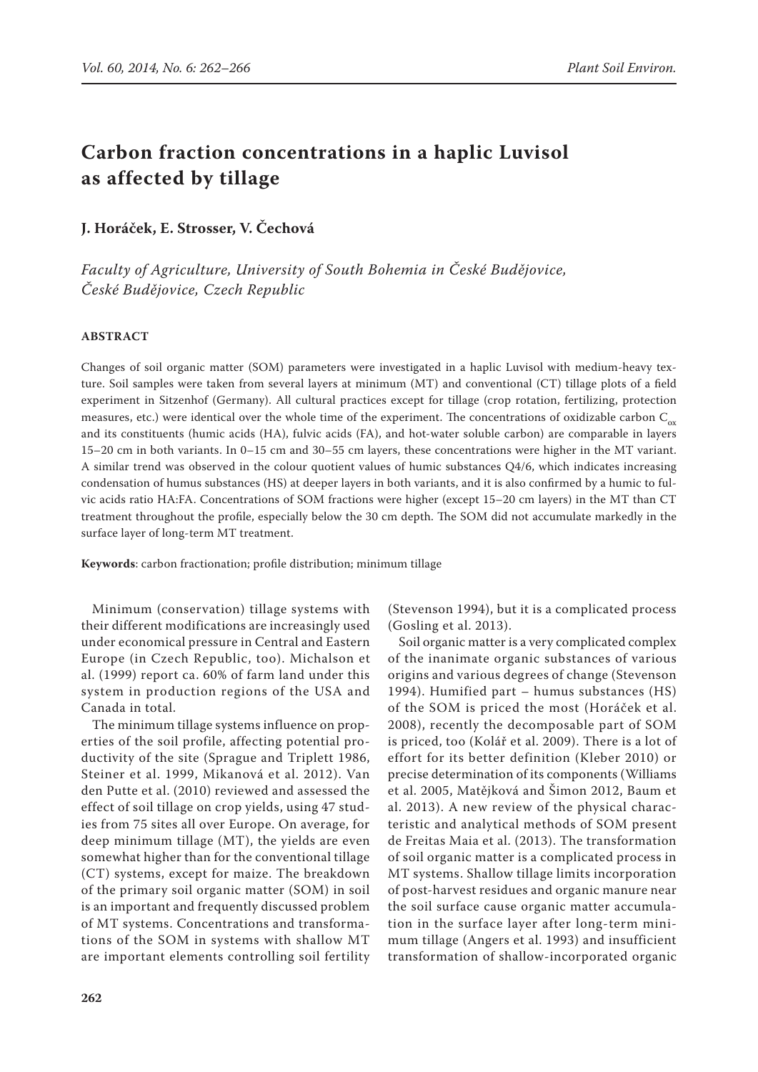# Carbon fraction concentrations in a haplic Luvisol as affected by tillage

**J. Horáček, E. Strosser, V. Čechová**

*Faculty of Agriculture, University of South Bohemia in České Budějovice, České Budějovice, Czech Republic*

## ABSTRACT

Changes of soil organic matter (SOM) parameters were investigated in a haplic Luvisol with medium-heavy texture. Soil samples were taken from several layers at minimum (MT) and conventional (CT) tillage plots of a field experiment in Sitzenhof (Germany). All cultural practices except for tillage (crop rotation, fertilizing, protection measures, etc.) were identical over the whole time of the experiment. The concentrations of oxidizable carbon $C_{ox}$ and its constituents (humic acids (HA), fulvic acids (FA), and hot-water soluble carbon) are comparable in layers 15–20 cm in both variants. In 0–15 cm and 30–55 cm layers, these concentrations were higher in the MT variant. A similar trend was observed in the colour quotient values of humic substances Q4/6, which indicates increasing condensation of humus substances (HS) at deeper layers in both variants, and it is also confirmed by a humic to fulvic acids ratio HA:FA. Concentrations of SOM fractions were higher (except 15–20 cm layers) in the MT than CT treatment throughout the profile, especially below the 30 cm depth. The SOM did not accumulate markedly in the surface layer of long-term MT treatment.

**Keywords**: carbon fractionation; profile distribution; minimum tillage

Minimum (conservation) tillage systems with their different modifications are increasingly used under economical pressure in Central and Eastern Europe (in Czech Republic, too). Michalson et al. (1999) report ca. 60% of farm land under this system in production regions of the USA and Canada in total.

The minimum tillage systems influence on properties of the soil profile, affecting potential productivity of the site (Sprague and Triplett 1986, Steiner et al. 1999, Mikanová et al. 2012). Van den Putte et al. (2010) reviewed and assessed the effect of soil tillage on crop yields, using 47 studies from 75 sites all over Europe. On average, for deep minimum tillage (MT), the yields are even somewhat higher than for the conventional tillage (CT) systems, except for maize. The breakdown of the primary soil organic matter (SOM) in soil is an important and frequently discussed problem of MT systems. Concentrations and transformations of the SOM in systems with shallow MT are important elements controlling soil fertility (Stevenson 1994), but it is a complicated process (Gosling et al. 2013).

Soil organic matter is a very complicated complex of the inanimate organic substances of various origins and various degrees of change (Stevenson 1994). Humified part – humus substances (HS) of the SOM is priced the most (Horáček et al. 2008), recently the decomposable part of SOM is priced, too (Kolář et al. 2009). There is a lot of effort for its better definition (Kleber 2010) or precise determination of its components (Williams et al. 2005, Matějková and Šimon 2012, Baum et al. 2013). A new review of the physical characteristic and analytical methods of SOM present de Freitas Maia et al. (2013). The transformation of soil organic matter is a complicated process in MT systems. Shallow tillage limits incorporation of post-harvest residues and organic manure near the soil surface cause organic matter accumulation in the surface layer after long-term minimum tillage (Angers et al. 1993) and insufficient transformation of shallow-incorporated organic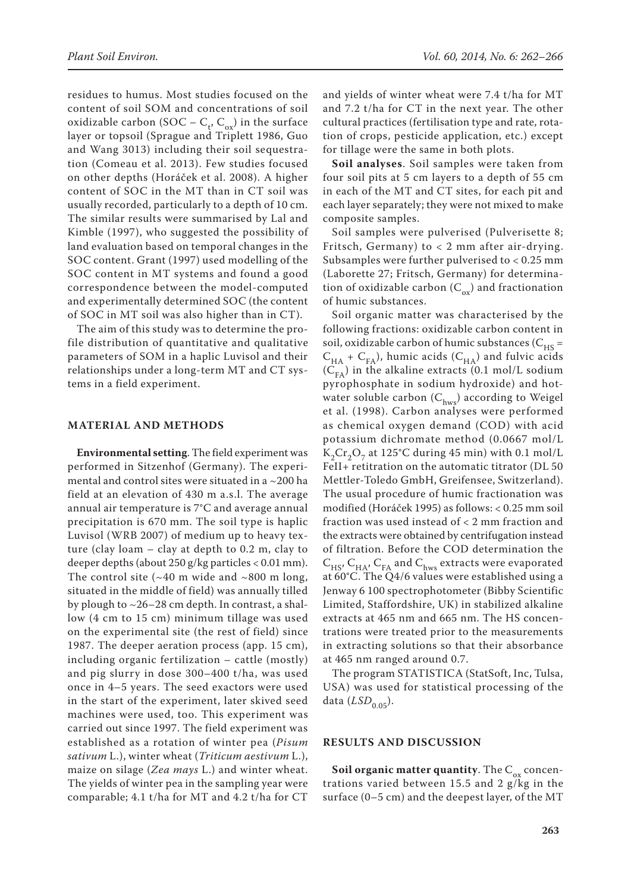residues to humus. Most studies focused on the content of soil SOM and concentrations of soil oxidizable carbon (SOC – $C_t$, $C_{ox}$) in the surface layer or topsoil (Sprague and Triplett 1986, Guo and Wang 3013) including their soil sequestration (Comeau et al. 2013). Few studies focused on other depths (Horáček et al. 2008). A higher content of SOC in the MT than in CT soil was usually recorded, particularly to a depth of 10 cm. The similar results were summarised by Lal and Kimble (1997), who suggested the possibility of land evaluation based on temporal changes in the SOC content. Grant (1997) used modelling of the SOC content in MT systems and found a good correspondence between the model-computed and experimentally determined SOC (the content of SOC in MT soil was also higher than in CT).

The aim of this study was to determine the profile distribution of quantitative and qualitative parameters of SOM in a haplic Luvisol and their relationships under a long-term MT and CT systems in a field experiment.

## MATERIAL AND METHODS

**Environmental setting**. The field experiment was performed in Sitzenhof (Germany). The experimental and control sites were situated in a ~200 ha field at an elevation of 430 m a.s.l. The average annual air temperature is 7°C and average annual precipitation is 670 mm. The soil type is haplic Luvisol (WRB 2007) of medium up to heavy texture (clay loam – clay at depth to 0.2 m, clay to deeper depths (about 250 g/kg particles < 0.01 mm). The control site (~40 m wide and ~800 m long, situated in the middle of field) was annually tilled by plough to ~26–28 cm depth. In contrast, a shallow (4 cm to 15 cm) minimum tillage was used on the experimental site (the rest of field) since 1987. The deeper aeration process (app. 15 cm), including organic fertilization – cattle (mostly) and pig slurry in dose 300–400 t/ha, was used once in 4–5 years. The seed exactors were used in the start of the experiment, later skived seed machines were used, too. This experiment was carried out since 1997. The field experiment was established as a rotation of winter pea (*Pisum sativum* L.), winter wheat (*Triticum aestivum* L.), maize on silage (*Zea mays* L.) and winter wheat. The yields of winter pea in the sampling year were comparable; 4.1 t/ha for MT and 4.2 t/ha for CT and yields of winter wheat were 7.4 t/ha for MT and 7.2 t/ha for CT in the next year. The other cultural practices (fertilisation type and rate, rotation of crops, pesticide application, etc.) except for tillage were the same in both plots.

**Soil analyses**. Soil samples were taken from four soil pits at 5 cm layers to a depth of 55 cm in each of the MT and CT sites, for each pit and each layer separately; they were not mixed to make composite samples.

Soil samples were pulverised (Pulverisette 8; Fritsch, Germany) to < 2 mm after air-drying. Subsamples were further pulverised to < 0.25 mm (Laborette 27; Fritsch, Germany) for determination of oxidizable carbon ($C_{ox}$) and fractionation of humic substances.

Soil organic matter was characterised by the following fractions: oxidizable carbon content in soil, oxidizable carbon of humic substances ($C_{HS} = C_{HA} + C_{FA}$), humic acids ($C_{HA}$) and fulvic acids ($C_{FA}$) in the alkaline extracts (0.1 mol/L sodium pyrophosphate in sodium hydroxide) and hot-water soluble carbon ($C_{hws}$) according to Weigel et al. (1998). Carbon analyses were performed as chemical oxygen demand (COD) with acid potassium dichromate method (0.0667 mol/L $K_2Cr_2O_7$ at 125°C during 45 min) with 0.1 mol/L FeII+ retitration on the automatic titrator (DL 50 Mettler-Toledo GmbH, Greifensee, Switzerland). The usual procedure of humic fractionation was modified (Horáček 1995) as follows: < 0.25 mm soil fraction was used instead of < 2 mm fraction and the extracts were obtained by centrifugation instead of filtration. Before the COD determination the $C_{HS}$, $C_{HA}$, $C_{FA}$ and $C_{hws}$ extracts were evaporated at 60°C. The Q4/6 values were established using a Jenway 6 100 spectrophotometer (Bibby Scientific Limited, Staffordshire, UK) in stabilized alkaline extracts at 465 nm and 665 nm. The HS concentrations were treated prior to the measurements in extracting solutions so that their absorbance at 465 nm ranged around 0.7.

The program STATISTICA (StatSoft, Inc, Tulsa, USA) was used for statistical processing of the data ($LSD_{0.05}$).

## RESULTS AND DISCUSSION

**Soil organic matter quantity**. The $C_{ox}$ concentrations varied between 15.5 and 2 g/kg in the surface (0–5 cm) and the deepest layer, of the MT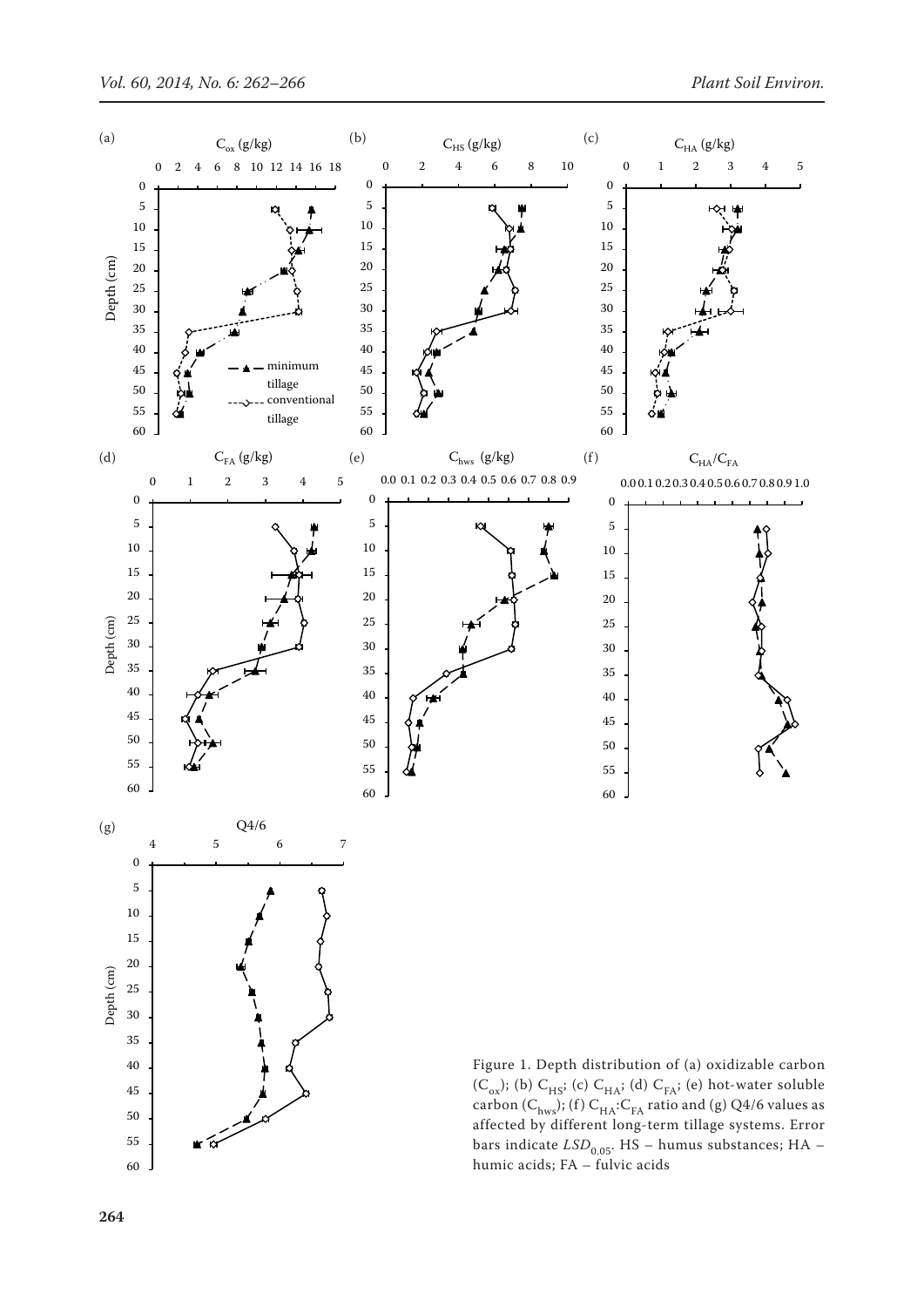Figure 1. Depth distribution of (a) oxidizable carbon ($C_{ox}$); (b) $C_{HS}$; (c) $C_{HA}$; (d) $C_{FA}$; (e) hot-water soluble carbon ($C_{hws}$); (f) $C_{HA}$:$C_{FA}$ ratio and (g) Q4/6 values as affected by different long-term tillage systems. Error bars indicate $LSD_{0.05}$. HS – humus substances; HA – humic acids; FA – fulvic acids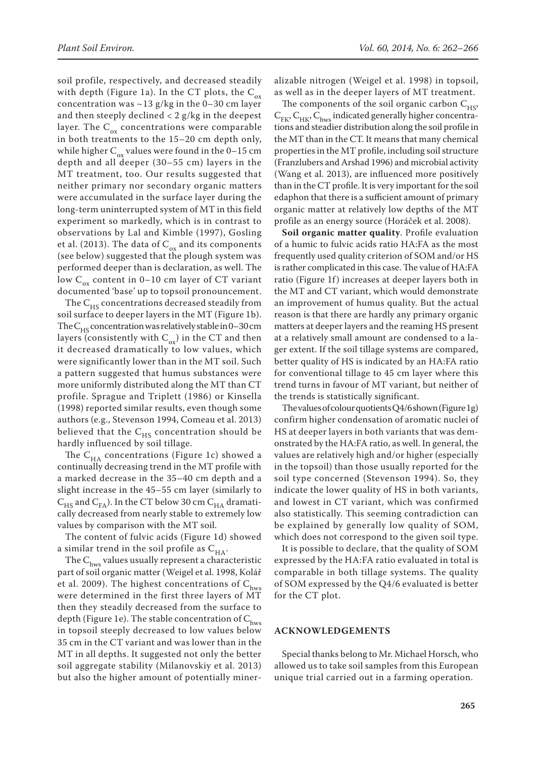soil profile, respectively, and decreased steadily with depth (Figure 1a). In the CT plots, the $C_{ox}$ concentration was ~13 g/kg in the 0–30 cm layer and then steeply declined < 2 g/kg in the deepest layer. The $C_{ox}$ concentrations were comparable in both treatments to the 15–20 cm depth only, while higher $C_{ox}$ values were found in the 0–15 cm depth and all deeper (30–55 cm) layers in the MT treatment, too. Our results suggested that neither primary nor secondary organic matters were accumulated in the surface layer during the long-term uninterrupted system of MT in this field experiment so markedly, which is in contrast to observations by Lal and Kimble (1997), Gosling et al. (2013). The data of $C_{ox}$ and its components (see below) suggested that the plough system was performed deeper than is declaration, as well. The low $C_{ox}$ content in 0–10 cm layer of CT variant documented 'base' up to topsoil pronouncement.

The $C_{HS}$ concentrations decreased steadily from soil surface to deeper layers in the MT (Figure 1b). The $C_{HS}$ concentration was relatively stable in 0–30 cm layers (consistently with $C_{ox}$) in the CT and then it decreased dramatically to low values, which were significantly lower than in the MT soil. Such a pattern suggested that humus substances were more uniformly distributed along the MT than CT profile. Sprague and Triplett (1986) or Kinsella (1998) reported similar results, even though some authors (e.g., Stevenson 1994, Comeau et al. 2013) believed that the $C_{HS}$ concentration should be hardly influenced by soil tillage.

The $C_{HA}$ concentrations (Figure 1c) showed a continually decreasing trend in the MT profile with a marked decrease in the 35–40 cm depth and a slight increase in the 45–55 cm layer (similarly to $C_{HS}$ and $C_{FA}$). In the CT below 30 cm $C_{HA}$ dramatically decreased from nearly stable to extremely low values by comparison with the MT soil.

The content of fulvic acids (Figure 1d) showed a similar trend in the soil profile as $C_{HA}$.

The $C_{hws}$ values usually represent a characteristic part of soil organic matter (Weigel et al. 1998, Kolář et al. 2009). The highest concentrations of $C_{hws}$ were determined in the first three layers of MT then they steadily decreased from the surface to depth (Figure 1e). The stable concentration of $C_{hws}$ in topsoil steeply decreased to low values below 35 cm in the CT variant and was lower than in the MT in all depths. It suggested not only the better soil aggregate stability (Milanovskiy et al. 2013) but also the higher amount of potentially mineralizable nitrogen (Weigel et al. 1998) in topsoil, as well as in the deeper layers of MT treatment.

The components of the soil organic carbon $C_{HS}$, $C_{FK}$, $C_{HK}$, $C_{hws}$ indicated generally higher concentrations and steadier distribution along the soil profile in the MT than in the CT. It means that many chemical properties in the MT profile, including soil structure (Franzlubers and Arshad 1996) and microbial activity (Wang et al. 2013), are influenced more positively than in the CT profile. It is very important for the soil edaphon that there is a sufficient amount of primary organic matter at relatively low depths of the MT profile as an energy source (Horáček et al. 2008).

**Soil organic matter quality**. Profile evaluation of a humic to fulvic acids ratio HA:FA as the most frequently used quality criterion of SOM and/or HS is rather complicated in this case. The value of HA:FA ratio (Figure 1f) increases at deeper layers both in the MT and CT variant, which would demonstrate an improvement of humus quality. But the actual reason is that there are hardly any primary organic matters at deeper layers and the reaming HS present at a relatively small amount are condensed to a lager extent. If the soil tillage systems are compared, better quality of HS is indicated by an HA:FA ratio for conventional tillage to 45 cm layer where this trend turns in favour of MT variant, but neither of the trends is statistically significant.

The values of colour quotients Q4/6 shown (Figure 1g) confirm higher condensation of aromatic nuclei of HS at deeper layers in both variants that was demonstrated by the HA:FA ratio, as well. In general, the values are relatively high and/or higher (especially in the topsoil) than those usually reported for the soil type concerned (Stevenson 1994). So, they indicate the lower quality of HS in both variants, and lowest in CT variant, which was confirmed also statistically. This seeming contradiction can be explained by generally low quality of SOM, which does not correspond to the given soil type.

It is possible to declare, that the quality of SOM expressed by the HA:FA ratio evaluated in total is comparable in both tillage systems. The quality of SOM expressed by the Q4/6 evaluated is better for the CT plot.

## ACKNOWLEDGEMENTS

Special thanks belong to Mr. Michael Horsch, who allowed us to take soil samples from this European unique trial carried out in a farming operation.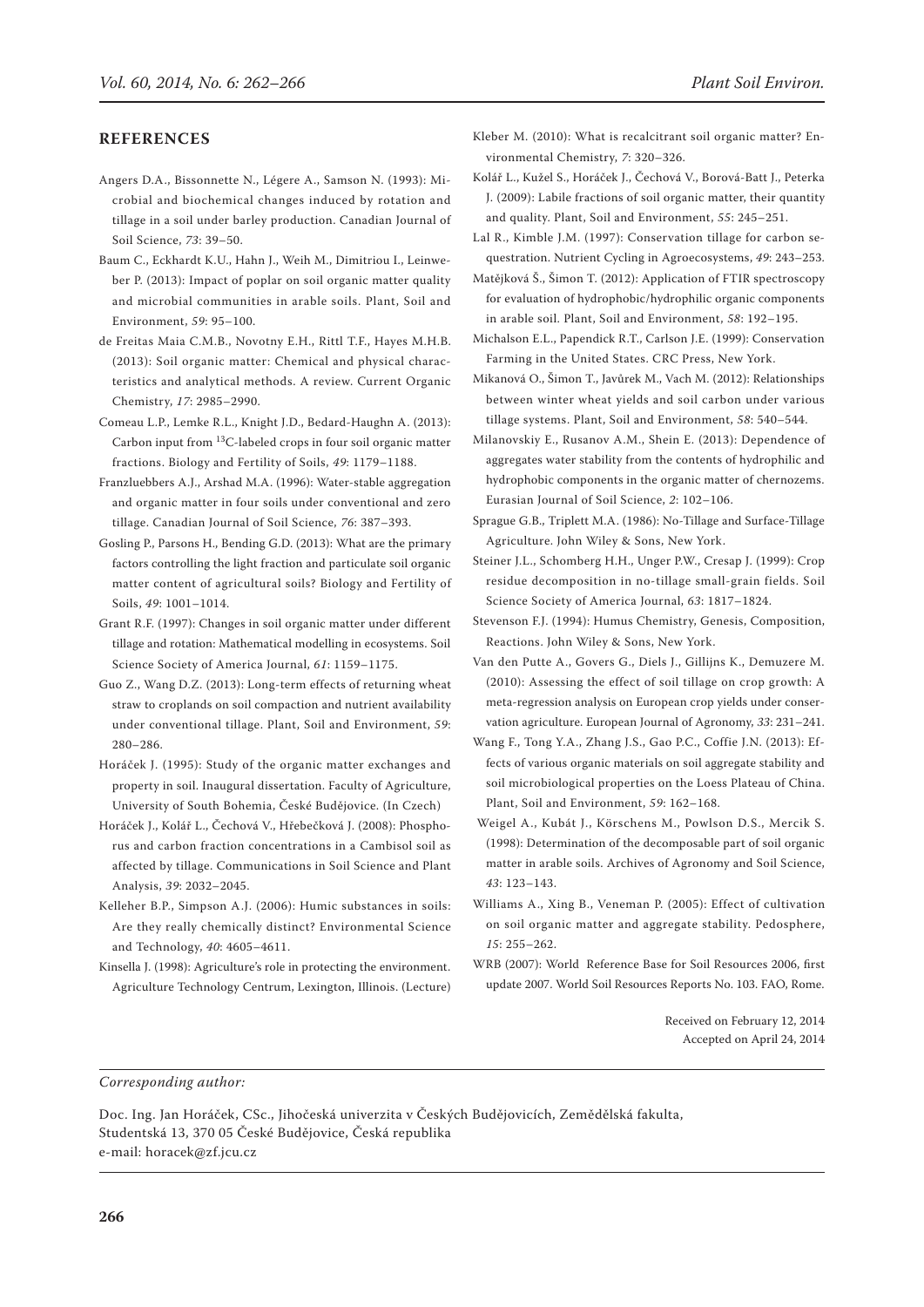## REFERENCES

Angers D.A., Bissonnette N., Légere A., Samson N. (1993): Microbial and biochemical changes induced by rotation and tillage in a soil under barley production. Canadian Journal of Soil Science, *73*: 39–50.

Baum C., Eckhardt K.U., Hahn J., Weih M., Dimitriou I., Leinweber P. (2013): Impact of poplar on soil organic matter quality and microbial communities in arable soils. Plant, Soil and Environment, *59*: 95–100.

de Freitas Maia C.M.B., Novotny E.H., Rittl T.F., Hayes M.H.B. (2013): Soil organic matter: Chemical and physical characteristics and analytical methods. A review. Current Organic Chemistry, *17*: 2985–2990.

Comeau L.P., Lemke R.L., Knight J.D., Bedard-Haughn A. (2013): Carbon input from $^{13}$C-labeled crops in four soil organic matter fractions. Biology and Fertility of Soils, *49*: 1179–1188.

Franzluebbers A.J., Arshad M.A. (1996): Water-stable aggregation and organic matter in four soils under conventional and zero tillage. Canadian Journal of Soil Science, *76*: 387–393.

Gosling P., Parsons H., Bending G.D. (2013): What are the primary factors controlling the light fraction and particulate soil organic matter content of agricultural soils? Biology and Fertility of Soils, *49*: 1001–1014.

Grant R.F. (1997): Changes in soil organic matter under different tillage and rotation: Mathematical modelling in ecosystems. Soil Science Society of America Journal, *61*: 1159–1175.

Guo Z., Wang D.Z. (2013): Long-term effects of returning wheat straw to croplands on soil compaction and nutrient availability under conventional tillage. Plant, Soil and Environment, *59*: 280–286.

Horáček J. (1995): Study of the organic matter exchanges and property in soil. Inaugural dissertation. Faculty of Agriculture, University of South Bohemia, České Budějovice. (In Czech)

Horáček J., Kolář L., Čechová V., Hřebečková J. (2008): Phosphorus and carbon fraction concentrations in a Cambisol soil as affected by tillage. Communications in Soil Science and Plant Analysis, *39*: 2032–2045.

Kelleher B.P., Simpson A.J. (2006): Humic substances in soils: Are they really chemically distinct? Environmental Science and Technology, *40*: 4605–4611.

Kinsella J. (1998): Agriculture's role in protecting the environment. Agriculture Technology Centrum, Lexington, Illinois. (Lecture)

Kleber M. (2010): What is recalcitrant soil organic matter? Environmental Chemistry, *7*: 320–326.

Kolář L., Kužel S., Horáček J., Čechová V., Borová-Batt J., Peterka J. (2009): Labile fractions of soil organic matter, their quantity and quality. Plant, Soil and Environment, *55*: 245–251.

Lal R., Kimble J.M. (1997): Conservation tillage for carbon sequestration. Nutrient Cycling in Agroecosystems, *49*: 243–253.

Matějková Š., Šimon T. (2012): Application of FTIR spectroscopy for evaluation of hydrophobic/hydrophilic organic components in arable soil. Plant, Soil and Environment, *58*: 192–195.

Michalson E.L., Papendick R.T., Carlson J.E. (1999): Conservation Farming in the United States. CRC Press, New York.

Mikanová O., Šimon T., Javůrek M., Vach M. (2012): Relationships between winter wheat yields and soil carbon under various tillage systems. Plant, Soil and Environment, *58*: 540–544.

Milanovskiy E., Rusanov A.M., Shein E. (2013): Dependence of aggregates water stability from the contents of hydrophilic and hydrophobic components in the organic matter of chernozems. Eurasian Journal of Soil Science, *2*: 102–106.

Sprague G.B., Triplett M.A. (1986): No-Tillage and Surface-Tillage Agriculture. John Wiley & Sons, New York.

Steiner J.L., Schomberg H.H., Unger P.W., Cresap J. (1999): Crop residue decomposition in no-tillage small-grain fields. Soil Science Society of America Journal, *63*: 1817–1824.

Stevenson F.J. (1994): Humus Chemistry, Genesis, Composition, Reactions. John Wiley & Sons, New York.

Van den Putte A., Govers G., Diels J., Gillijns K., Demuzere M. (2010): Assessing the effect of soil tillage on crop growth: A meta-regression analysis on European crop yields under conservation agriculture. European Journal of Agronomy, *33*: 231–241.

Wang F., Tong Y.A., Zhang J.S., Gao P.C., Coffie J.N. (2013): Effects of various organic materials on soil aggregate stability and soil microbiological properties on the Loess Plateau of China. Plant, Soil and Environment, *59*: 162–168.

Weigel A., Kubát J., Körschens M., Powlson D.S., Mercik S. (1998): Determination of the decomposable part of soil organic matter in arable soils. Archives of Agronomy and Soil Science, *43*: 123–143.

Williams A., Xing B., Veneman P. (2005): Effect of cultivation on soil organic matter and aggregate stability. Pedosphere, *15*: 255–262.

WRB (2007): World Reference Base for Soil Resources 2006, first update 2007. World Soil Resources Reports No. 103. FAO, Rome.

Received on February 12, 2014
Accepted on April 24, 2014

*Corresponding author:*

Doc. Ing. Jan Horáček, CSc., Jihočeská univerzita v Českých Budějovicích, Zemědělská fakulta, Studentská 13, 370 05 České Budějovice, Česká republika
e-mail: horacek@zf.jcu.cz